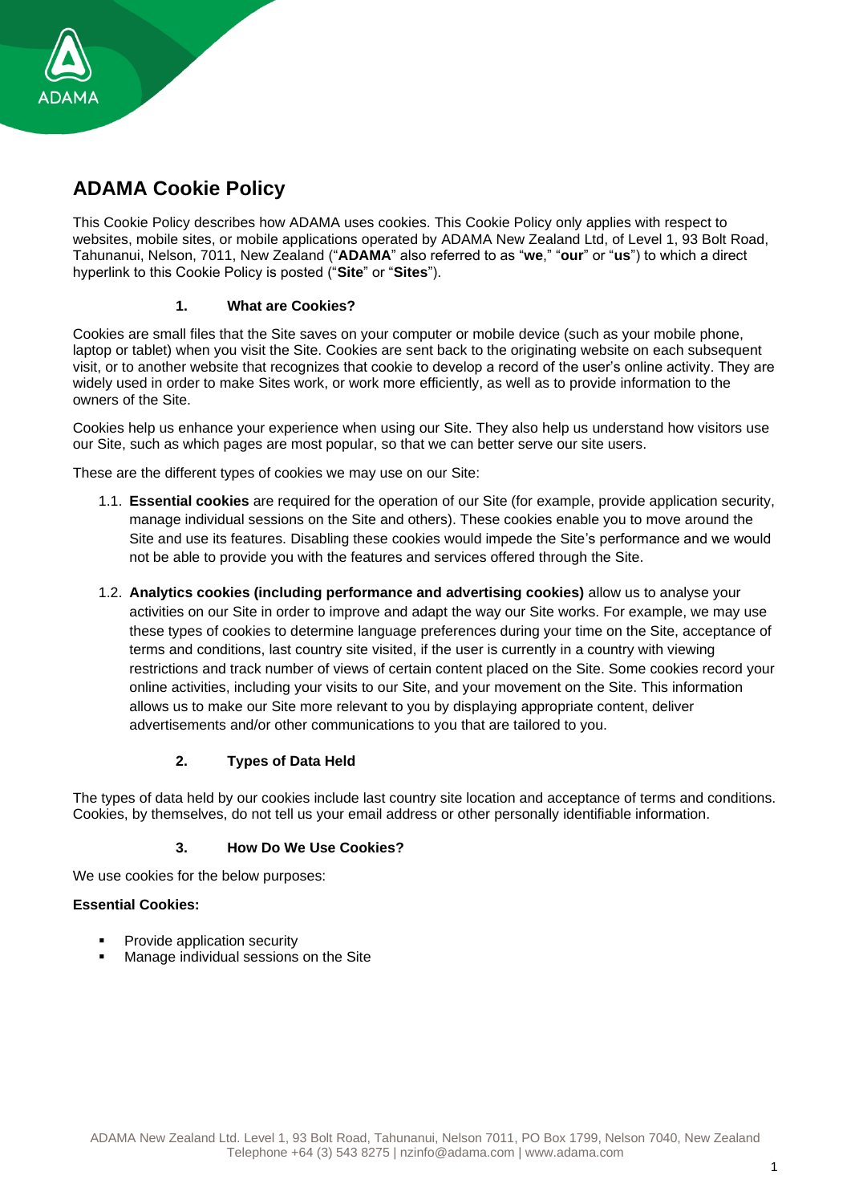# ADAMA Cookie Policy

This Cookie Policy describes how ADAMA uses cookies. This Cookie Policy only applies with respect to websites, mobile sites, or mobile applications operated by ADAMA New Zealand Ltd, of Level 1, 93 Bolt Road, Tahunanui, Nelson, 7011, New Zealand ("**ADAMA**" also referred to as "**we**," "**our**" or "**us**") to which a direct hyperlink to this Cookie Policy is posted ("**Site**" or "**Sites**").

## 1. What are Cookies?

Cookies are small files that the Site saves on your computer or mobile device (such as your mobile phone, laptop or tablet) when you visit the Site. Cookies are sent back to the originating website on each subsequent visit, or to another website that recognizes that cookie to develop a record of the user's online activity. They are widely used in order to make Sites work, or work more efficiently, as well as to provide information to the owners of the Site.

Cookies help us enhance your experience when using our Site. They also help us understand how visitors use our Site, such as which pages are most popular, so that we can better serve our site users.

These are the different types of cookies we may use on our Site:

1.1. **Essential cookies** are required for the operation of our Site (for example, provide application security, manage individual sessions on the Site and others). These cookies enable you to move around the Site and use its features. Disabling these cookies would impede the Site's performance and we would not be able to provide you with the features and services offered through the Site.

1.2. **Analytics cookies (including performance and advertising cookies)** allow us to analyse your activities on our Site in order to improve and adapt the way our Site works. For example, we may use these types of cookies to determine language preferences during your time on the Site, acceptance of terms and conditions, last country site visited, if the user is currently in a country with viewing restrictions and track number of views of certain content placed on the Site. Some cookies record your online activities, including your visits to our Site, and your movement on the Site. This information allows us to make our Site more relevant to you by displaying appropriate content, deliver advertisements and/or other communications to you that are tailored to you.

## 2. Types of Data Held

The types of data held by our cookies include last country site location and acceptance of terms and conditions. Cookies, by themselves, do not tell us your email address or other personally identifiable information.

## 3. How Do We Use Cookies?

We use cookies for the below purposes:

**Essential Cookies:**

- Provide application security
- Manage individual sessions on the Site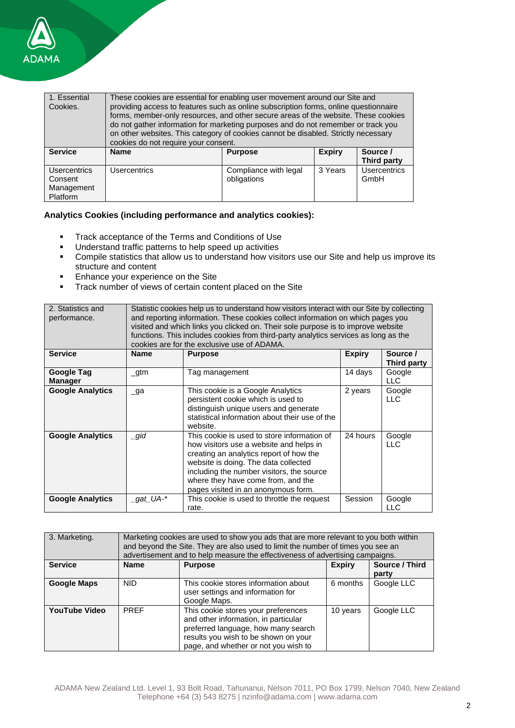| 1. Essential Cookies. | These cookies are essential for enabling user movement around our Site and providing access to features such as online subscription forms, online questionnaire forms, member-only resources, and other secure areas of the website. These cookies do not gather information for marketing purposes and do not remember or track you on other websites. This category of cookies cannot be disabled. Strictly necessary cookies do not require your consent. | | | |
|---|---|---|---|---|
| **Service** | **Name** | **Purpose** | **Expiry** | **Source / Third party** |
| Usercentrics Consent Management Platform | Usercentrics | Compliance with legal obligations | 3 Years | Usercentrics GmbH |

**Analytics Cookies (including performance and analytics cookies):**

- Track acceptance of the Terms and Conditions of Use
- Understand traffic patterns to help speed up activities
- Compile statistics that allow us to understand how visitors use our Site and help us improve its structure and content
- Enhance your experience on the Site
- Track number of views of certain content placed on the Site

| 2. Statistics and performance. | Statistic cookies help us to understand how visitors interact with our Site by collecting and reporting information. These cookies collect information on which pages you visited and which links you clicked on. Their sole purpose is to improve website functions. This includes cookies from third-party analytics services as long as the cookies are for the exclusive use of ADAMA. | | | |
|---|---|---|---|---|
| **Service** | **Name** | **Purpose** | **Expiry** | **Source / Third party** |
| **Google Tag Manager** | _gtm | Tag management | 14 days | Google LLC |
| **Google Analytics** | _ga | This cookie is a Google Analytics persistent cookie which is used to distinguish unique users and generate statistical information about their use of the website. | 2 years | Google LLC |
| **Google Analytics** | *_gid* | This cookie is used to store information of how visitors use a website and helps in creating an analytics report of how the website is doing. The data collected including the number visitors, the source where they have come from, and the pages visited in an anonymous form. | 24 hours | Google LLC |
| **Google Analytics** | *_gat_UA-** | This cookie is used to throttle the request rate. | Session | Google LLC |

| 3. Marketing. | Marketing cookies are used to show you ads that are more relevant to you both within and beyond the Site. They are also used to limit the number of times you see an advertisement and to help measure the effectiveness of advertising campaigns. | | | |
|---|---|---|---|---|
| **Service** | **Name** | **Purpose** | **Expiry** | **Source / Third party** |
| **Google Maps** | NID | This cookie stores information about user settings and information for Google Maps. | 6 months | Google LLC |
| **YouTube Video** | PREF | This cookie stores your preferences and other information, in particular preferred language, how many search results you wish to be shown on your page, and whether or not you wish to | 10 years | Google LLC |

ADAMA New Zealand Ltd. Level 1, 93 Bolt Road, Tahunanui, Nelson 7011, PO Box 1799, Nelson 7040, New Zealand
Telephone +64 (3) 543 8275 | nzinfo@adama.com | www.adama.com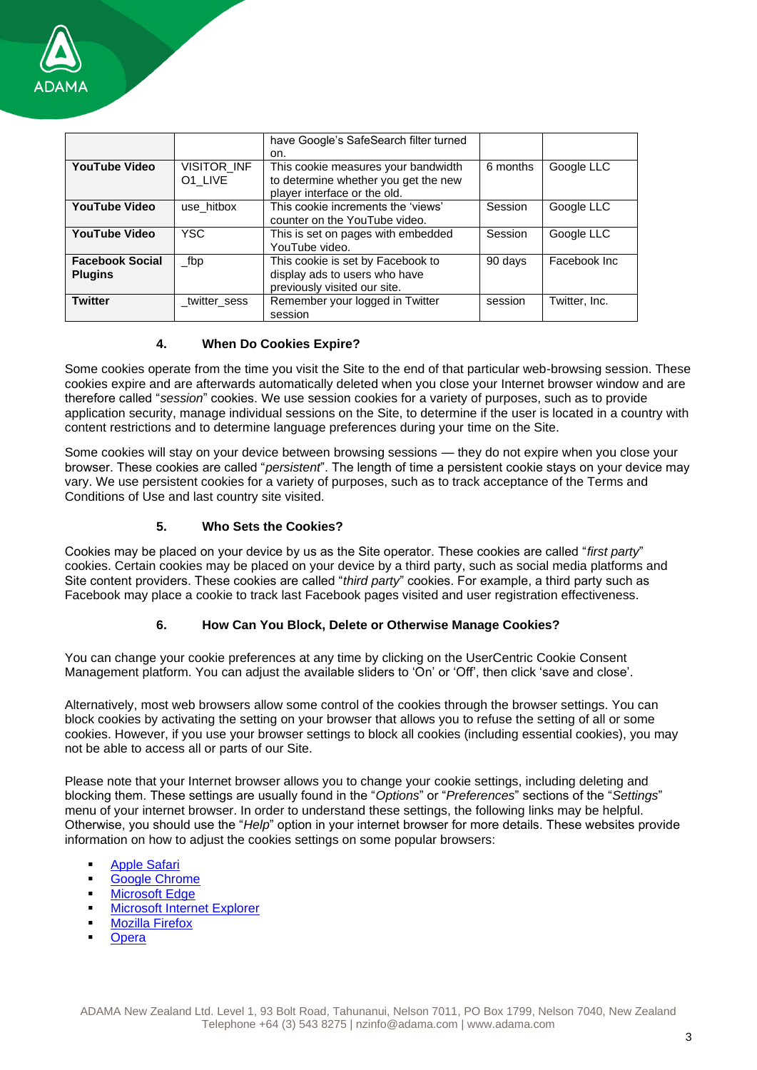|  |  | have Google's SafeSearch filter turned on. |  |  |
|---|---|---|---|---|
| **YouTube Video** | VISITOR_INFO1_LIVE | This cookie measures your bandwidth to determine whether you get the new player interface or the old. | 6 months | Google LLC |
| **YouTube Video** | use_hitbox | This cookie increments the 'views' counter on the YouTube video. | Session | Google LLC |
| **YouTube Video** | YSC | This is set on pages with embedded YouTube video. | Session | Google LLC |
| **Facebook Social Plugins** | _fbp | This cookie is set by Facebook to display ads to users who have previously visited our site. | 90 days | Facebook Inc |
| **Twitter** | _twitter_sess | Remember your logged in Twitter session | session | Twitter, Inc. |

## 4. When Do Cookies Expire?

Some cookies operate from the time you visit the Site to the end of that particular web-browsing session. These cookies expire and are afterwards automatically deleted when you close your Internet browser window and are therefore called "*session*" cookies. We use session cookies for a variety of purposes, such as to provide application security, manage individual sessions on the Site, to determine if the user is located in a country with content restrictions and to determine language preferences during your time on the Site.

Some cookies will stay on your device between browsing sessions — they do not expire when you close your browser. These cookies are called "*persistent*". The length of time a persistent cookie stays on your device may vary. We use persistent cookies for a variety of purposes, such as to track acceptance of the Terms and Conditions of Use and last country site visited.

## 5. Who Sets the Cookies?

Cookies may be placed on your device by us as the Site operator. These cookies are called "*first party*" cookies. Certain cookies may be placed on your device by a third party, such as social media platforms and Site content providers. These cookies are called "*third party*" cookies. For example, a third party such as Facebook may place a cookie to track last Facebook pages visited and user registration effectiveness.

## 6. How Can You Block, Delete or Otherwise Manage Cookies?

You can change your cookie preferences at any time by clicking on the UserCentric Cookie Consent Management platform. You can adjust the available sliders to 'On' or 'Off', then click 'save and close'.

Alternatively, most web browsers allow some control of the cookies through the browser settings. You can block cookies by activating the setting on your browser that allows you to refuse the setting of all or some cookies. However, if you use your browser settings to block all cookies (including essential cookies), you may not be able to access all or parts of our Site.

Please note that your Internet browser allows you to change your cookie settings, including deleting and blocking them. These settings are usually found in the "*Options*" or "*Preferences*" sections of the "*Settings*" menu of your internet browser. In order to understand these settings, the following links may be helpful. Otherwise, you should use the "*Help*" option in your internet browser for more details. These websites provide information on how to adjust the cookies settings on some popular browsers:

- Apple Safari
- Google Chrome
- Microsoft Edge
- Microsoft Internet Explorer
- Mozilla Firefox
- Opera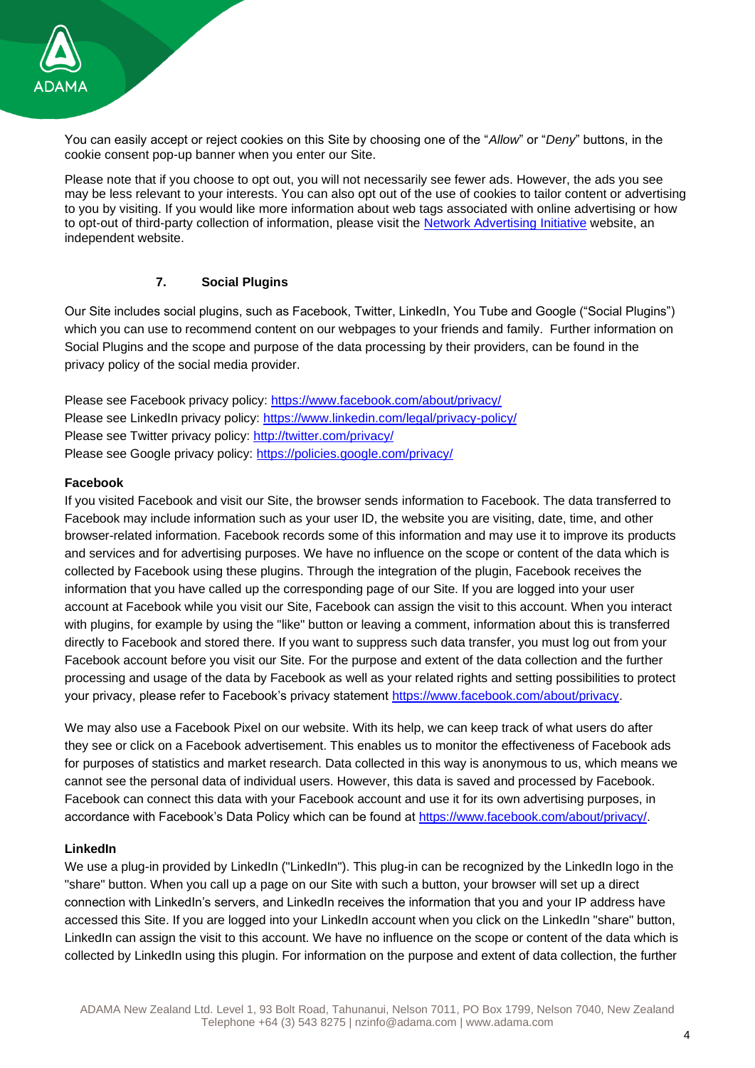You can easily accept or reject cookies on this Site by choosing one of the "*Allow*" or "*Deny*" buttons, in the cookie consent pop-up banner when you enter our Site.

Please note that if you choose to opt out, you will not necessarily see fewer ads. However, the ads you see may be less relevant to your interests. You can also opt out of the use of cookies to tailor content or advertising to you by visiting. If you would like more information about web tags associated with online advertising or how to opt-out of third-party collection of information, please visit the [Network Advertising Initiative]() website, an independent website.

## 7. Social Plugins

Our Site includes social plugins, such as Facebook, Twitter, LinkedIn, You Tube and Google ("Social Plugins") which you can use to recommend content on our webpages to your friends and family. Further information on Social Plugins and the scope and purpose of the data processing by their providers, can be found in the privacy policy of the social media provider.

Please see Facebook privacy policy: https://www.facebook.com/about/privacy/
Please see LinkedIn privacy policy: https://www.linkedin.com/legal/privacy-policy/
Please see Twitter privacy policy: http://twitter.com/privacy/
Please see Google privacy policy: https://policies.google.com/privacy/

**Facebook**

If you visited Facebook and visit our Site, the browser sends information to Facebook. The data transferred to Facebook may include information such as your user ID, the website you are visiting, date, time, and other browser-related information. Facebook records some of this information and may use it to improve its products and services and for advertising purposes. We have no influence on the scope or content of the data which is collected by Facebook using these plugins. Through the integration of the plugin, Facebook receives the information that you have called up the corresponding page of our Site. If you are logged into your user account at Facebook while you visit our Site, Facebook can assign the visit to this account. When you interact with plugins, for example by using the "like" button or leaving a comment, information about this is transferred directly to Facebook and stored there. If you want to suppress such data transfer, you must log out from your Facebook account before you visit our Site. For the purpose and extent of the data collection and the further processing and usage of the data by Facebook as well as your related rights and setting possibilities to protect your privacy, please refer to Facebook's privacy statement https://www.facebook.com/about/privacy.

We may also use a Facebook Pixel on our website. With its help, we can keep track of what users do after they see or click on a Facebook advertisement. This enables us to monitor the effectiveness of Facebook ads for purposes of statistics and market research. Data collected in this way is anonymous to us, which means we cannot see the personal data of individual users. However, this data is saved and processed by Facebook. Facebook can connect this data with your Facebook account and use it for its own advertising purposes, in accordance with Facebook's Data Policy which can be found at https://www.facebook.com/about/privacy/.

**LinkedIn**

We use a plug-in provided by LinkedIn ("LinkedIn"). This plug-in can be recognized by the LinkedIn logo in the "share" button. When you call up a page on our Site with such a button, your browser will set up a direct connection with LinkedIn's servers, and LinkedIn receives the information that you and your IP address have accessed this Site. If you are logged into your LinkedIn account when you click on the LinkedIn "share" button, LinkedIn can assign the visit to this account. We have no influence on the scope or content of the data which is collected by LinkedIn using this plugin. For information on the purpose and extent of data collection, the further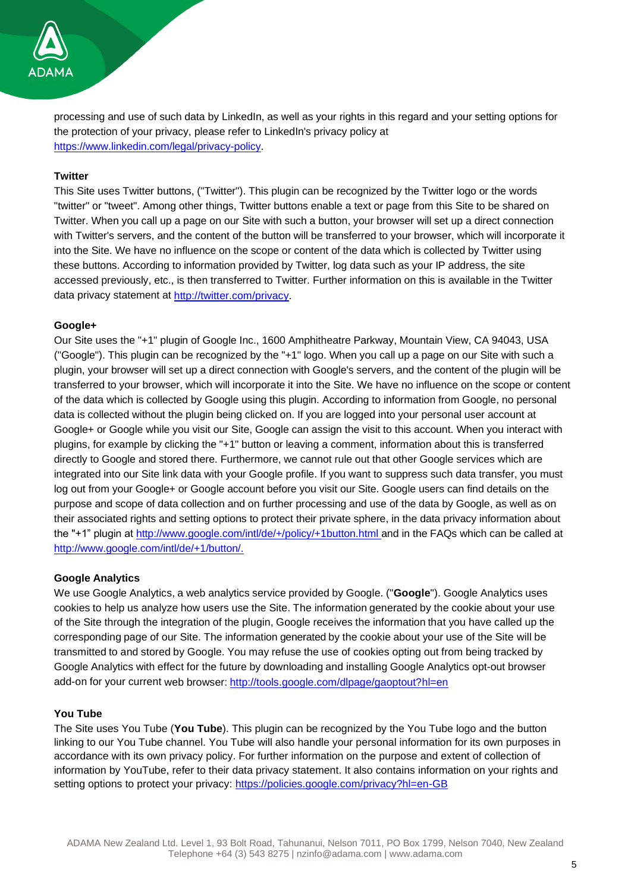processing and use of such data by LinkedIn, as well as your rights in this regard and your setting options for the protection of your privacy, please refer to LinkedIn's privacy policy at https://www.linkedin.com/legal/privacy-policy.

**Twitter**

This Site uses Twitter buttons, ("Twitter"). This plugin can be recognized by the Twitter logo or the words "twitter" or "tweet". Among other things, Twitter buttons enable a text or page from this Site to be shared on Twitter. When you call up a page on our Site with such a button, your browser will set up a direct connection with Twitter's servers, and the content of the button will be transferred to your browser, which will incorporate it into the Site. We have no influence on the scope or content of the data which is collected by Twitter using these buttons. According to information provided by Twitter, log data such as your IP address, the site accessed previously, etc., is then transferred to Twitter. Further information on this is available in the Twitter data privacy statement at http://twitter.com/privacy.

**Google+**

Our Site uses the "+1" plugin of Google Inc., 1600 Amphitheatre Parkway, Mountain View, CA 94043, USA ("Google"). This plugin can be recognized by the "+1" logo. When you call up a page on our Site with such a plugin, your browser will set up a direct connection with Google's servers, and the content of the plugin will be transferred to your browser, which will incorporate it into the Site. We have no influence on the scope or content of the data which is collected by Google using this plugin. According to information from Google, no personal data is collected without the plugin being clicked on. If you are logged into your personal user account at Google+ or Google while you visit our Site, Google can assign the visit to this account. When you interact with plugins, for example by clicking the "+1" button or leaving a comment, information about this is transferred directly to Google and stored there. Furthermore, we cannot rule out that other Google services which are integrated into our Site link data with your Google profile. If you want to suppress such data transfer, you must log out from your Google+ or Google account before you visit our Site. Google users can find details on the purpose and scope of data collection and on further processing and use of the data by Google, as well as on their associated rights and setting options to protect their private sphere, in the data privacy information about the "+1" plugin at http://www.google.com/intl/de/+/policy/+1button.html and in the FAQs which can be called at http://www.google.com/intl/de/+1/button/.

**Google Analytics**

We use Google Analytics, a web analytics service provided by Google. ("**Google**"). Google Analytics uses cookies to help us analyze how users use the Site. The information generated by the cookie about your use of the Site through the integration of the plugin, Google receives the information that you have called up the corresponding page of our Site. The information generated by the cookie about your use of the Site will be transmitted to and stored by Google. You may refuse the use of cookies opting out from being tracked by Google Analytics with effect for the future by downloading and installing Google Analytics opt-out browser add-on for your current web browser: http://tools.google.com/dlpage/gaoptout?hl=en

**You Tube**

The Site uses You Tube (**You Tube**). This plugin can be recognized by the You Tube logo and the button linking to our You Tube channel. You Tube will also handle your personal information for its own purposes in accordance with its own privacy policy. For further information on the purpose and extent of collection of information by YouTube, refer to their data privacy statement. It also contains information on your rights and setting options to protect your privacy: https://policies.google.com/privacy?hl=en-GB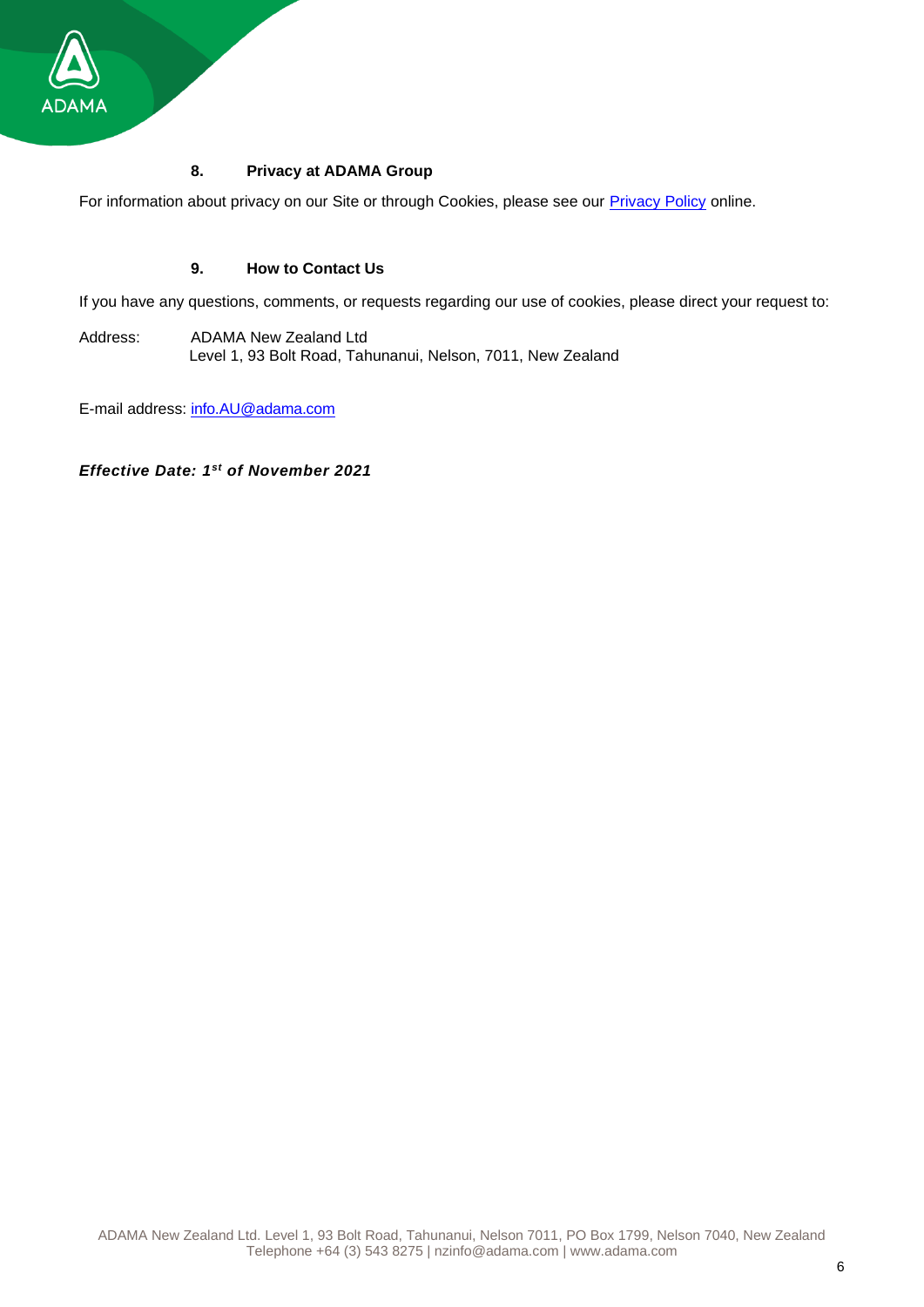## 8. Privacy at ADAMA Group

For information about privacy on our Site or through Cookies, please see our Privacy Policy online.

## 9. How to Contact Us

If you have any questions, comments, or requests regarding our use of cookies, please direct your request to:

Address: ADAMA New Zealand Ltd
Level 1, 93 Bolt Road, Tahunanui, Nelson, 7011, New Zealand

E-mail address: info.AU@adama.com

***Effective Date: 1st of November 2021***